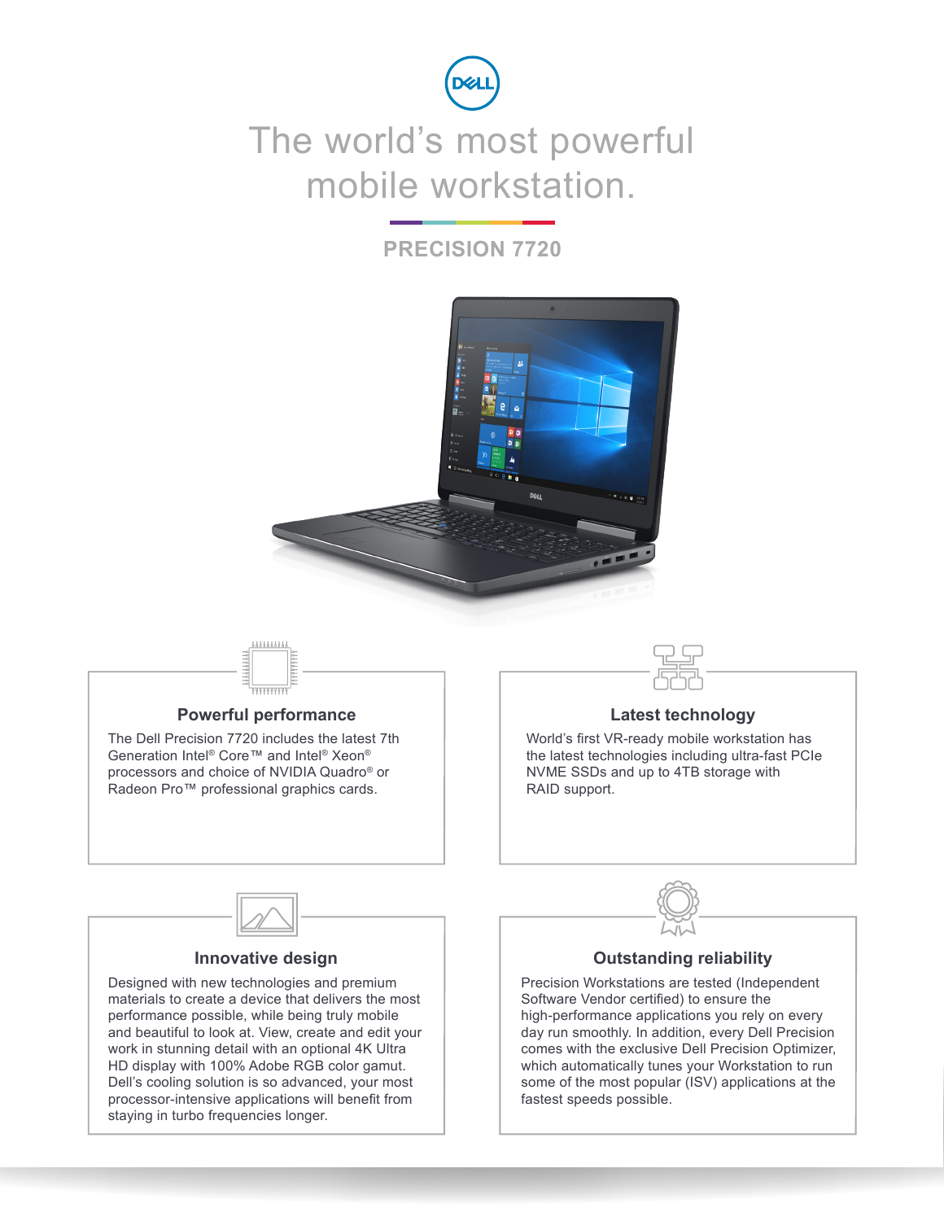# The world's most powerful mobile workstation.

## PRECISION 7720

### Powerful performance

The Dell Precision 7720 includes the latest 7th Generation Intel® Core™ and Intel® Xeon® processors and choice of NVIDIA Quadro® or Radeon Pro™ professional graphics cards.

### Latest technology

World's first VR-ready mobile workstation has the latest technologies including ultra-fast PCIe NVME SSDs and up to 4TB storage with RAID support.

### Innovative design

Designed with new technologies and premium materials to create a device that delivers the most performance possible, while being truly mobile and beautiful to look at. View, create and edit your work in stunning detail with an optional 4K Ultra HD display with 100% Adobe RGB color gamut. Dell's cooling solution is so advanced, your most processor-intensive applications will benefit from staying in turbo frequencies longer.

### Outstanding reliability

Precision Workstations are tested (Independent Software Vendor certified) to ensure the high-performance applications you rely on every day run smoothly. In addition, every Dell Precision comes with the exclusive Dell Precision Optimizer, which automatically tunes your Workstation to run some of the most popular (ISV) applications at the fastest speeds possible.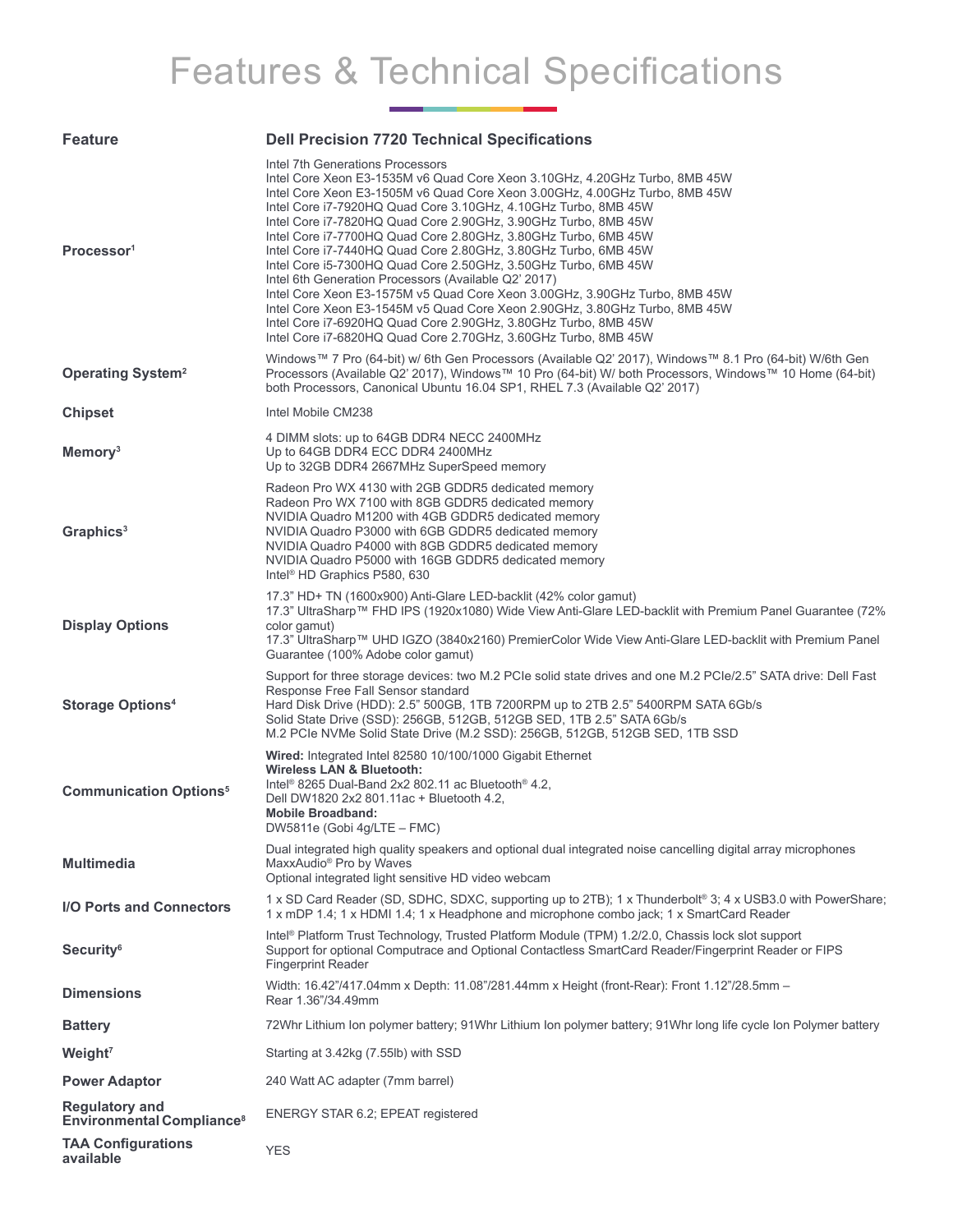# Features & Technical Specifications

| Feature | Dell Precision 7720 Technical Specifications |
| --- | --- |
| Processor[1] | Intel 7th Generations Processors<br>Intel Core Xeon E3-1535M v6 Quad Core Xeon 3.10GHz, 4.20GHz Turbo, 8MB 45W<br>Intel Core Xeon E3-1505M v6 Quad Core Xeon 3.00GHz, 4.00GHz Turbo, 8MB 45W<br>Intel Core i7-7920HQ Quad Core 3.10GHz, 4.10GHz Turbo, 8MB 45W<br>Intel Core i7-7820HQ Quad Core 2.90GHz, 3.90GHz Turbo, 8MB 45W<br>Intel Core i7-7700HQ Quad Core 2.80GHz, 3.80GHz Turbo, 6MB 45W<br>Intel Core i7-7440HQ Quad Core 2.80GHz, 3.80GHz Turbo, 6MB 45W<br>Intel Core i5-7300HQ Quad Core 2.50GHz, 3.50GHz Turbo, 6MB 45W<br>Intel 6th Generation Processors (Available Q2' 2017)<br>Intel Core Xeon E3-1575M v5 Quad Core Xeon 3.00GHz, 3.90GHz Turbo, 8MB 45W<br>Intel Core Xeon E3-1545M v5 Quad Core Xeon 2.90GHz, 3.80GHz Turbo, 8MB 45W<br>Intel Core i7-6920HQ Quad Core 2.90GHz, 3.80GHz Turbo, 8MB 45W<br>Intel Core i7-6820HQ Quad Core 2.70GHz, 3.60GHz Turbo, 8MB 45W |
| Operating System[2] | Windows™ 7 Pro (64-bit) w/ 6th Gen Processors (Available Q2' 2017), Windows™ 8.1 Pro (64-bit) W/6th Gen Processors (Available Q2' 2017), Windows™ 10 Pro (64-bit) W/ both Processors, Windows™ 10 Home (64-bit) both Processors, Canonical Ubuntu 16.04 SP1, RHEL 7.3 (Available Q2' 2017) |
| Chipset | Intel Mobile CM238 |
| Memory[3] | 4 DIMM slots: up to 64GB DDR4 NECC 2400MHz<br>Up to 64GB DDR4 ECC DDR4 2400MHz<br>Up to 32GB DDR4 2667MHz SuperSpeed memory |
| Graphics[3] | Radeon Pro WX 4130 with 2GB GDDR5 dedicated memory<br>Radeon Pro WX 7100 with 8GB GDDR5 dedicated memory<br>NVIDIA Quadro M1200 with 4GB GDDR5 dedicated memory<br>NVIDIA Quadro P3000 with 6GB GDDR5 dedicated memory<br>NVIDIA Quadro P4000 with 8GB GDDR5 dedicated memory<br>NVIDIA Quadro P5000 with 16GB GDDR5 dedicated memory<br>Intel® HD Graphics P580, 630 |
| Display Options | 17.3" HD+ TN (1600x900) Anti-Glare LED-backlit (42% color gamut)<br>17.3" UltraSharp™ FHD IPS (1920x1080) Wide View Anti-Glare LED-backlit with Premium Panel Guarantee (72% color gamut)<br>17.3" UltraSharp™ UHD IGZO (3840x2160) PremierColor Wide View Anti-Glare LED-backlit with Premium Panel Guarantee (100% Adobe color gamut) |
| Storage Options[4] | Support for three storage devices: two M.2 PCIe solid state drives and one M.2 PCIe/2.5" SATA drive: Dell Fast Response Free Fall Sensor standard<br>Hard Disk Drive (HDD): 2.5" 500GB, 1TB 7200RPM up to 2TB 2.5" 5400RPM SATA 6Gb/s<br>Solid State Drive (SSD): 256GB, 512GB, 512GB SED, 1TB 2.5" SATA 6Gb/s<br>M.2 PCIe NVMe Solid State Drive (M.2 SSD): 256GB, 512GB, 512GB SED, 1TB SSD |
| Communication Options[5] | **Wired:** Integrated Intel 82580 10/100/1000 Gigabit Ethernet<br>**Wireless LAN & Bluetooth:**<br>Intel® 8265 Dual-Band 2x2 802.11 ac Bluetooth® 4.2,<br>Dell DW1820 2x2 801.11ac + Bluetooth 4.2,<br>**Mobile Broadband:**<br>DW5811e (Gobi 4g/LTE – FMC) |
| Multimedia | Dual integrated high quality speakers and optional dual integrated noise cancelling digital array microphones<br>MaxxAudio® Pro by Waves<br>Optional integrated light sensitive HD video webcam |
| I/O Ports and Connectors | 1 x SD Card Reader (SD, SDHC, SDXC, supporting up to 2TB); 1 x Thunderbolt® 3; 4 x USB3.0 with PowerShare; 1 x mDP 1.4; 1 x HDMI 1.4; 1 x Headphone and microphone combo jack; 1 x SmartCard Reader |
| Security[6] | Intel® Platform Trust Technology, Trusted Platform Module (TPM) 1.2/2.0, Chassis lock slot support<br>Support for optional Computrace and Optional Contactless SmartCard Reader/Fingerprint Reader or FIPS Fingerprint Reader |
| Dimensions | Width: 16.42"/417.04mm x Depth: 11.08"/281.44mm x Height (front-Rear): Front 1.12"/28.5mm – Rear 1.36"/34.49mm |
| Battery | 72Whr Lithium Ion polymer battery; 91Whr Lithium Ion polymer battery; 91Whr long life cycle Ion Polymer battery |
| Weight[7] | Starting at 3.42kg (7.55lb) with SSD |
| Power Adaptor | 240 Watt AC adapter (7mm barrel) |
| Regulatory and Environmental Compliance[8] | ENERGY STAR 6.2; EPEAT registered |
| TAA Configurations available | YES |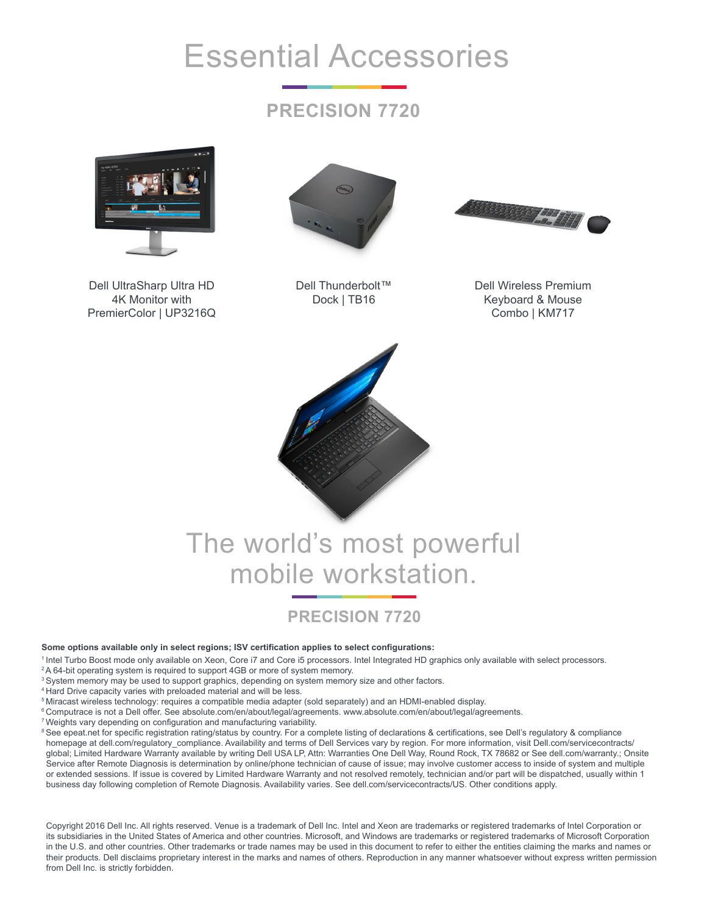# Essential Accessories

## PRECISION 7720

Dell UltraSharp Ultra HD 4K Monitor with PremierColor | UP3216Q

Dell Thunderbolt™ Dock | TB16

Dell Wireless Premium Keyboard & Mouse Combo | KM717

# The world's most powerful mobile workstation.

## PRECISION 7720

**Some options available only in select regions; ISV certification applies to select configurations:**

[1] Intel Turbo Boost mode only available on Xeon, Core i7 and Core i5 processors. Intel Integrated HD graphics only available with select processors.

[2] A 64-bit operating system is required to support 4GB or more of system memory.

[3] System memory may be used to support graphics, depending on system memory size and other factors.

[4] Hard Drive capacity varies with preloaded material and will be less.

[5] Miracast wireless technology: requires a compatible media adapter (sold separately) and an HDMI-enabled display.

[6] Computrace is not a Dell offer. See absolute.com/en/about/legal/agreements. www.absolute.com/en/about/legal/agreements.

[7] Weights vary depending on configuration and manufacturing variability.

[8] See epeat.net for specific registration rating/status by country. For a complete listing of declarations & certifications, see Dell's regulatory & compliance homepage at dell.com/regulatory_compliance. Availability and terms of Dell Services vary by region. For more information, visit Dell.com/servicecontracts/global; Limited Hardware Warranty available by writing Dell USA LP, Attn: Warranties One Dell Way, Round Rock, TX 78682 or See dell.com/warranty.; Onsite Service after Remote Diagnosis is determination by online/phone technician of cause of issue; may involve customer access to inside of system and multiple or extended sessions. If issue is covered by Limited Hardware Warranty and not resolved remotely, technician and/or part will be dispatched, usually within 1 business day following completion of Remote Diagnosis. Availability varies. See dell.com/servicecontracts/US. Other conditions apply.

Copyright 2016 Dell Inc. All rights reserved. Venue is a trademark of Dell Inc. Intel and Xeon are trademarks or registered trademarks of Intel Corporation or its subsidiaries in the United States of America and other countries. Microsoft, and Windows are trademarks or registered trademarks of Microsoft Corporation in the U.S. and other countries. Other trademarks or trade names may be used in this document to refer to either the entities claiming the marks and names or their products. Dell disclaims proprietary interest in the marks and names of others. Reproduction in any manner whatsoever without express written permission from Dell Inc. is strictly forbidden.